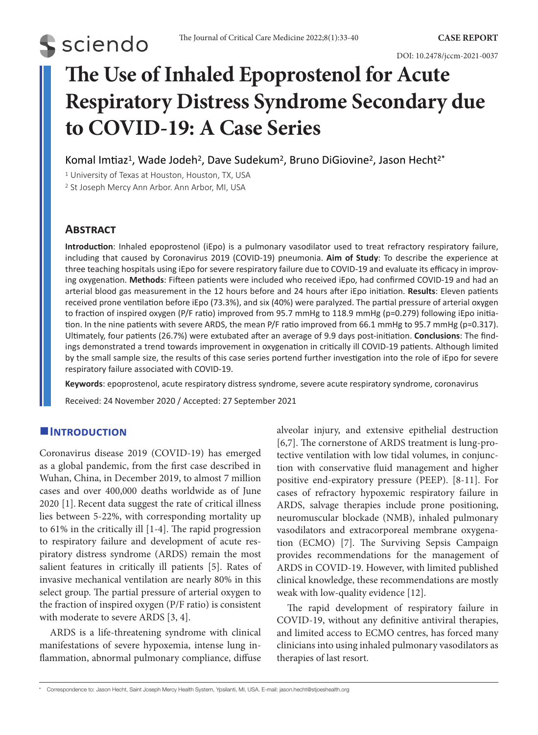CASE REPORT

DOI: 10.2478/jccm-2021-0037

# The Use of Inhaled Epoprostenol for Acute Respiratory Distress Syndrome Secondary due to COVID-19: A Case Series

Komal Imtiaz[1], Wade Jodeh[2], Dave Sudekum[2], Bruno DiGiovine[2], Jason Hecht[2*]

[1] University of Texas at Houston, Houston, TX, USA

[2] St Joseph Mercy Ann Arbor. Ann Arbor, MI, USA

## Abstract

**Introduction**: Inhaled epoprostenol (iEpo) is a pulmonary vasodilator used to treat refractory respiratory failure, including that caused by Coronavirus 2019 (COVID-19) pneumonia. **Aim of Study**: To describe the experience at three teaching hospitals using iEpo for severe respiratory failure due to COVID-19 and evaluate its efficacy in improving oxygenation. **Methods**: Fifteen patients were included who received iEpo, had confirmed COVID-19 and had an arterial blood gas measurement in the 12 hours before and 24 hours after iEpo initiation. **Results**: Eleven patients received prone ventilation before iEpo (73.3%), and six (40%) were paralyzed. The partial pressure of arterial oxygen to fraction of inspired oxygen (P/F ratio) improved from 95.7 mmHg to 118.9 mmHg (p=0.279) following iEpo initiation. In the nine patients with severe ARDS, the mean P/F ratio improved from 66.1 mmHg to 95.7 mmHg (p=0.317). Ultimately, four patients (26.7%) were extubated after an average of 9.9 days post-initiation. **Conclusions**: The findings demonstrated a trend towards improvement in oxygenation in critically ill COVID-19 patients. Although limited by the small sample size, the results of this case series portend further investigation into the role of iEpo for severe respiratory failure associated with COVID-19.

**Keywords**: epoprostenol, acute respiratory distress syndrome, severe acute respiratory syndrome, coronavirus

Received: 24 November 2020 / Accepted: 27 September 2021

## Introduction

Coronavirus disease 2019 (COVID-19) has emerged as a global pandemic, from the first case described in Wuhan, China, in December 2019, to almost 7 million cases and over 400,000 deaths worldwide as of June 2020 [1]. Recent data suggest the rate of critical illness lies between 5-22%, with corresponding mortality up to 61% in the critically ill [1-4]. The rapid progression to respiratory failure and development of acute respiratory distress syndrome (ARDS) remain the most salient features in critically ill patients [5]. Rates of invasive mechanical ventilation are nearly 80% in this select group. The partial pressure of arterial oxygen to the fraction of inspired oxygen (P/F ratio) is consistent with moderate to severe ARDS [3, 4].

ARDS is a life-threatening syndrome with clinical manifestations of severe hypoxemia, intense lung inflammation, abnormal pulmonary compliance, diffuse alveolar injury, and extensive epithelial destruction [6,7]. The cornerstone of ARDS treatment is lung-protective ventilation with low tidal volumes, in conjunction with conservative fluid management and higher positive end-expiratory pressure (PEEP). [8-11]. For cases of refractory hypoxemic respiratory failure in ARDS, salvage therapies include prone positioning, neuromuscular blockade (NMB), inhaled pulmonary vasodilators and extracorporeal membrane oxygenation (ECMO) [7]. The Surviving Sepsis Campaign provides recommendations for the management of ARDS in COVID-19. However, with limited published clinical knowledge, these recommendations are mostly weak with low-quality evidence [12].

The rapid development of respiratory failure in COVID-19, without any definitive antiviral therapies, and limited access to ECMO centres, has forced many clinicians into using inhaled pulmonary vasodilators as therapies of last resort.

* Correspondence to: Jason Hecht, Saint Joseph Mercy Health System, Ypsilanti, MI, USA. E-mail: jason.hecht@stjoeshealth.org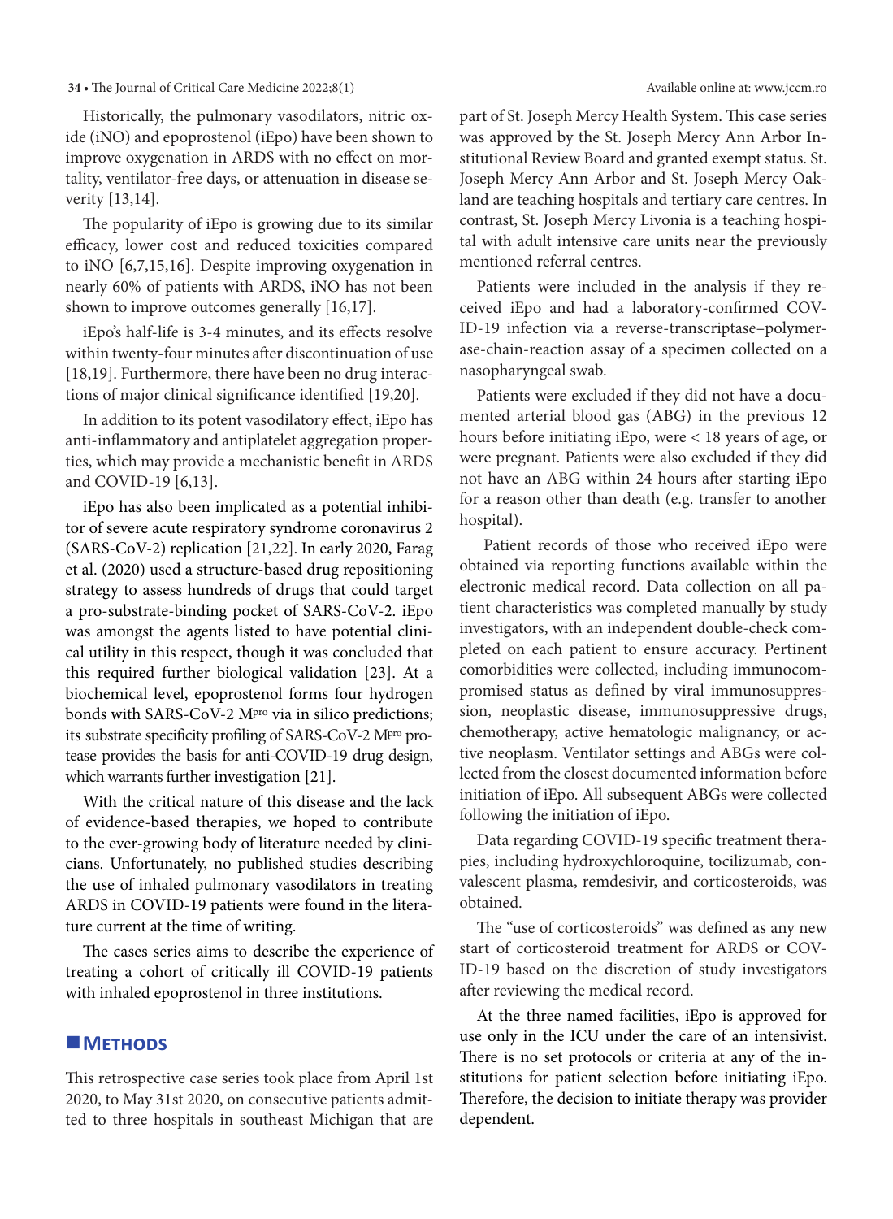Historically, the pulmonary vasodilators, nitric oxide (iNO) and epoprostenol (iEpo) have been shown to improve oxygenation in ARDS with no effect on mortality, ventilator-free days, or attenuation in disease severity [13,14].

The popularity of iEpo is growing due to its similar efficacy, lower cost and reduced toxicities compared to iNO [6,7,15,16]. Despite improving oxygenation in nearly 60% of patients with ARDS, iNO has not been shown to improve outcomes generally [16,17].

iEpo's half-life is 3-4 minutes, and its effects resolve within twenty-four minutes after discontinuation of use [18,19]. Furthermore, there have been no drug interactions of major clinical significance identified [19,20].

In addition to its potent vasodilatory effect, iEpo has anti-inflammatory and antiplatelet aggregation properties, which may provide a mechanistic benefit in ARDS and COVID-19 [6,13].

iEpo has also been implicated as a potential inhibitor of severe acute respiratory syndrome coronavirus 2 (SARS-CoV-2) replication [21,22]. In early 2020, Farag et al. (2020) used a structure-based drug repositioning strategy to assess hundreds of drugs that could target a pro-substrate-binding pocket of SARS-CoV-2. iEpo was amongst the agents listed to have potential clinical utility in this respect, though it was concluded that this required further biological validation [23]. At a biochemical level, epoprostenol forms four hydrogen bonds with SARS-CoV-2 $M^{pro}$ via in silico predictions; its substrate specificity profiling of SARS-CoV-2 $M^{pro}$ protease provides the basis for anti-COVID-19 drug design, which warrants further investigation [21].

With the critical nature of this disease and the lack of evidence-based therapies, we hoped to contribute to the ever-growing body of literature needed by clinicians. Unfortunately, no published studies describing the use of inhaled pulmonary vasodilators in treating ARDS in COVID-19 patients were found in the literature current at the time of writing.

The cases series aims to describe the experience of treating a cohort of critically ill COVID-19 patients with inhaled epoprostenol in three institutions.

## Methods

This retrospective case series took place from April 1st 2020, to May 31st 2020, on consecutive patients admitted to three hospitals in southeast Michigan that are part of St. Joseph Mercy Health System. This case series was approved by the St. Joseph Mercy Ann Arbor Institutional Review Board and granted exempt status. St. Joseph Mercy Ann Arbor and St. Joseph Mercy Oakland are teaching hospitals and tertiary care centres. In contrast, St. Joseph Mercy Livonia is a teaching hospital with adult intensive care units near the previously mentioned referral centres.

Patients were included in the analysis if they received iEpo and had a laboratory-confirmed COVID-19 infection via a reverse-transcriptase–polymerase-chain-reaction assay of a specimen collected on a nasopharyngeal swab.

Patients were excluded if they did not have a documented arterial blood gas (ABG) in the previous 12 hours before initiating iEpo, were < 18 years of age, or were pregnant. Patients were also excluded if they did not have an ABG within 24 hours after starting iEpo for a reason other than death (e.g. transfer to another hospital).

Patient records of those who received iEpo were obtained via reporting functions available within the electronic medical record. Data collection on all patient characteristics was completed manually by study investigators, with an independent double-check completed on each patient to ensure accuracy. Pertinent comorbidities were collected, including immunocompromised status as defined by viral immunosuppression, neoplastic disease, immunosuppressive drugs, chemotherapy, active hematologic malignancy, or active neoplasm. Ventilator settings and ABGs were collected from the closest documented information before initiation of iEpo. All subsequent ABGs were collected following the initiation of iEpo.

Data regarding COVID-19 specific treatment therapies, including hydroxychloroquine, tocilizumab, convalescent plasma, remdesivir, and corticosteroids, was obtained.

The "use of corticosteroids" was defined as any new start of corticosteroid treatment for ARDS or COVID-19 based on the discretion of study investigators after reviewing the medical record.

At the three named facilities, iEpo is approved for use only in the ICU under the care of an intensivist. There is no set protocols or criteria at any of the institutions for patient selection before initiating iEpo. Therefore, the decision to initiate therapy was provider dependent.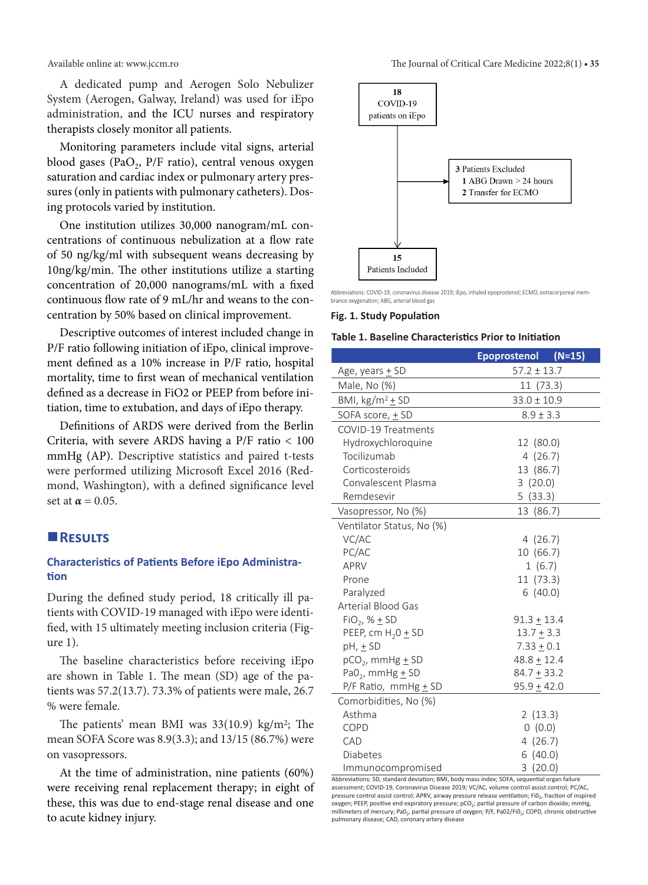A dedicated pump and Aerogen Solo Nebulizer System (Aerogen, Galway, Ireland) was used for iEpo administration, and the ICU nurses and respiratory therapists closely monitor all patients.

Monitoring parameters include vital signs, arterial blood gases ($PaO_2$, P/F ratio), central venous oxygen saturation and cardiac index or pulmonary artery pressures (only in patients with pulmonary catheters). Dosing protocols varied by institution.

One institution utilizes 30,000 nanogram/mL concentrations of continuous nebulization at a flow rate of 50 ng/kg/ml with subsequent weans decreasing by 10ng/kg/min. The other institutions utilize a starting concentration of 20,000 nanograms/mL with a fixed continuous flow rate of 9 mL/hr and weans to the concentration by 50% based on clinical improvement.

Descriptive outcomes of interest included change in P/F ratio following initiation of iEpo, clinical improvement defined as a 10% increase in P/F ratio, hospital mortality, time to first wean of mechanical ventilation defined as a decrease in FiO2 or PEEP from before initiation, time to extubation, and days of iEpo therapy.

Definitions of ARDS were derived from the Berlin Criteria, with severe ARDS having a P/F ratio < 100 mmHg (AP). Descriptive statistics and paired t-tests were performed utilizing Microsoft Excel 2016 (Redmond, Washington), with a defined significance level set at $\alpha = 0.05$.

## Results

### Characteristics of Patients Before iEpo Administration

During the defined study period, 18 critically ill patients with COVID-19 managed with iEpo were identified, with 15 ultimately meeting inclusion criteria (Figure 1).

The baseline characteristics before receiving iEpo are shown in Table 1. The mean (SD) age of the patients was 57.2(13.7). 73.3% of patients were male, 26.7 % were female.

The patients' mean BMI was 33(10.9) kg/m²; The mean SOFA Score was 8.9(3.3); and 13/15 (86.7%) were on vasopressors.

At the time of administration, nine patients (60%) were receiving renal replacement therapy; in eight of these, this was due to end-stage renal disease and one to acute kidney injury.

18 COVID-19 patients on iEpo → 3 Patients Excluded (1 ABG Drawn > 24 hours; 2 Transfer for ECMO) → 15 Patients Included

Abbreviations: COVID-19, coronavirus disease 2019; iEpo, inhaled epoprostenol; ECMO, extracorporeal membrance oxygenation; ABG, arterial blood gas

**Fig. 1. Study Population**

**Table 1. Baseline Characteristics Prior to Initiation**

| | Epoprostenol (N=15) |
|---|---|
| Age, years ± SD | 57.2 ± 13.7 |
| Male, No (%) | 11 (73.3) |
| BMI, kg/m² ± SD | 33.0 ± 10.9 |
| SOFA score, ± SD | 8.9 ± 3.3 |
| COVID-19 Treatments | |
| Hydroxychloroquine | 12 (80.0) |
| Tocilizumab | 4 (26.7) |
| Corticosteroids | 13 (86.7) |
| Convalescent Plasma | 3 (20.0) |
| Remdesevir | 5 (33.3) |
| Vasopressor, No (%) | 13 (86.7) |
| Ventilator Status, No (%) | |
| VC/AC | 4 (26.7) |
| PC/AC | 10 (66.7) |
| APRV | 1 (6.7) |
| Prone | 11 (73.3) |
| Paralyzed | 6 (40.0) |
| Arterial Blood Gas | |
| $FiO_2$, % ± SD | 91.3 ± 13.4 |
| PEEP, cm $H_2O$ ± SD | 13.7 ± 3.3 |
| pH, ± SD | 7.33 ± 0.1 |
| $pCO_2$, mmHg ± SD | 48.8 ± 12.4 |
| $PaO_2$, mmHg ± SD | 84.7 ± 33.2 |
| P/F Ratio, mmHg ± SD | 95.9 ± 42.0 |
| Comorbidities, No (%) | |
| Asthma | 2 (13.3) |
| COPD | 0 (0.0) |
| CAD | 4 (26.7) |
| Diabetes | 6 (40.0) |
| Immunocompromised | 3 (20.0) |

Abbreviations: SD, standard deviation; BMI, body mass index; SOFA, sequential organ failure assessment; COVID-19, Coronavirus Disease 2019; VC/AC, volume control assist control; PC/AC, pressure control assist control; APRV, airway pressure release ventilation; $FiO_2$, fraction of inspired oxygen; PEEP, positive end expiratory pressure; $pCO_2$, partial pressure of carbon dioxide; mmHg, millimeters of mercury; $PaO_2$, partial pressure of oxygen; P/F, $PaO_2/FiO_2$; COPD, chronic obstructive pulmonary disease; CAD, coronary artery disease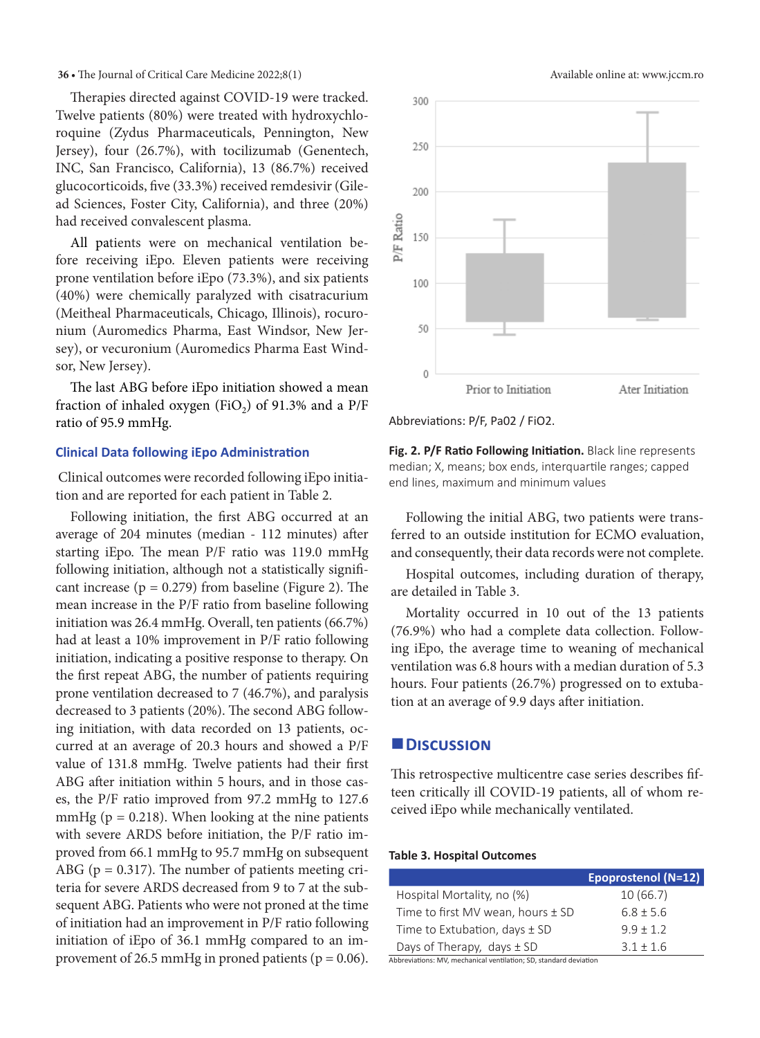Therapies directed against COVID-19 were tracked. Twelve patients (80%) were treated with hydroxychloroquine (Zydus Pharmaceuticals, Pennington, New Jersey), four (26.7%), with tocilizumab (Genentech, INC, San Francisco, California), 13 (86.7%) received glucocorticoids, five (33.3%) received remdesivir (Gilead Sciences, Foster City, California), and three (20%) had received convalescent plasma.

All patients were on mechanical ventilation before receiving iEpo. Eleven patients were receiving prone ventilation before iEpo (73.3%), and six patients (40%) were chemically paralyzed with cisatracurium (Meitheal Pharmaceuticals, Chicago, Illinois), rocuronium (Auromedics Pharma, East Windsor, New Jersey), or vecuronium (Auromedics Pharma East Windsor, New Jersey).

The last ABG before iEpo initiation showed a mean fraction of inhaled oxygen ($FiO_2$) of 91.3% and a P/F ratio of 95.9 mmHg.

### Clinical Data following iEpo Administration

Clinical outcomes were recorded following iEpo initiation and are reported for each patient in Table 2.

Following initiation, the first ABG occurred at an average of 204 minutes (median - 112 minutes) after starting iEpo. The mean P/F ratio was 119.0 mmHg following initiation, although not a statistically significant increase ($p = 0.279$) from baseline (Figure 2). The mean increase in the P/F ratio from baseline following initiation was 26.4 mmHg. Overall, ten patients (66.7%) had at least a 10% improvement in P/F ratio following initiation, indicating a positive response to therapy. On the first repeat ABG, the number of patients requiring prone ventilation decreased to 7 (46.7%), and paralysis decreased to 3 patients (20%). The second ABG following initiation, with data recorded on 13 patients, occurred at an average of 20.3 hours and showed a P/F value of 131.8 mmHg. Twelve patients had their first ABG after initiation within 5 hours, and in those cases, the P/F ratio improved from 97.2 mmHg to 127.6 mmHg ($p = 0.218$). When looking at the nine patients with severe ARDS before initiation, the P/F ratio improved from 66.1 mmHg to 95.7 mmHg on subsequent ABG ($p = 0.317$). The number of patients meeting criteria for severe ARDS decreased from 9 to 7 at the subsequent ABG. Patients who were not proned at the time of initiation had an improvement in P/F ratio following initiation of iEpo of 36.1 mmHg compared to an improvement of 26.5 mmHg in proned patients ($p = 0.06$).

Abbreviations: P/F, Pa02 / FiO2.

**Fig. 2. P/F Ratio Following Initiation.** Black line represents median; X, means; box ends, interquartile ranges; capped end lines, maximum and minimum values

Following the initial ABG, two patients were transferred to an outside institution for ECMO evaluation, and consequently, their data records were not complete.

Hospital outcomes, including duration of therapy, are detailed in Table 3.

Mortality occurred in 10 out of the 13 patients (76.9%) who had a complete data collection. Following iEpo, the average time to weaning of mechanical ventilation was 6.8 hours with a median duration of 5.3 hours. Four patients (26.7%) progressed on to extubation at an average of 9.9 days after initiation.

## Discussion

This retrospective multicentre case series describes fifteen critically ill COVID-19 patients, all of whom received iEpo while mechanically ventilated.

**Table 3. Hospital Outcomes**

| | Epoprostenol (N=12) |
|---|---|
| Hospital Mortality, no (%) | 10 (66.7) |
| Time to first MV wean, hours ± SD | 6.8 ± 5.6 |
| Time to Extubation, days ± SD | 9.9 ± 1.2 |
| Days of Therapy, days ± SD | 3.1 ± 1.6 |

Abbreviations: MV, mechanical ventilation; SD, standard deviation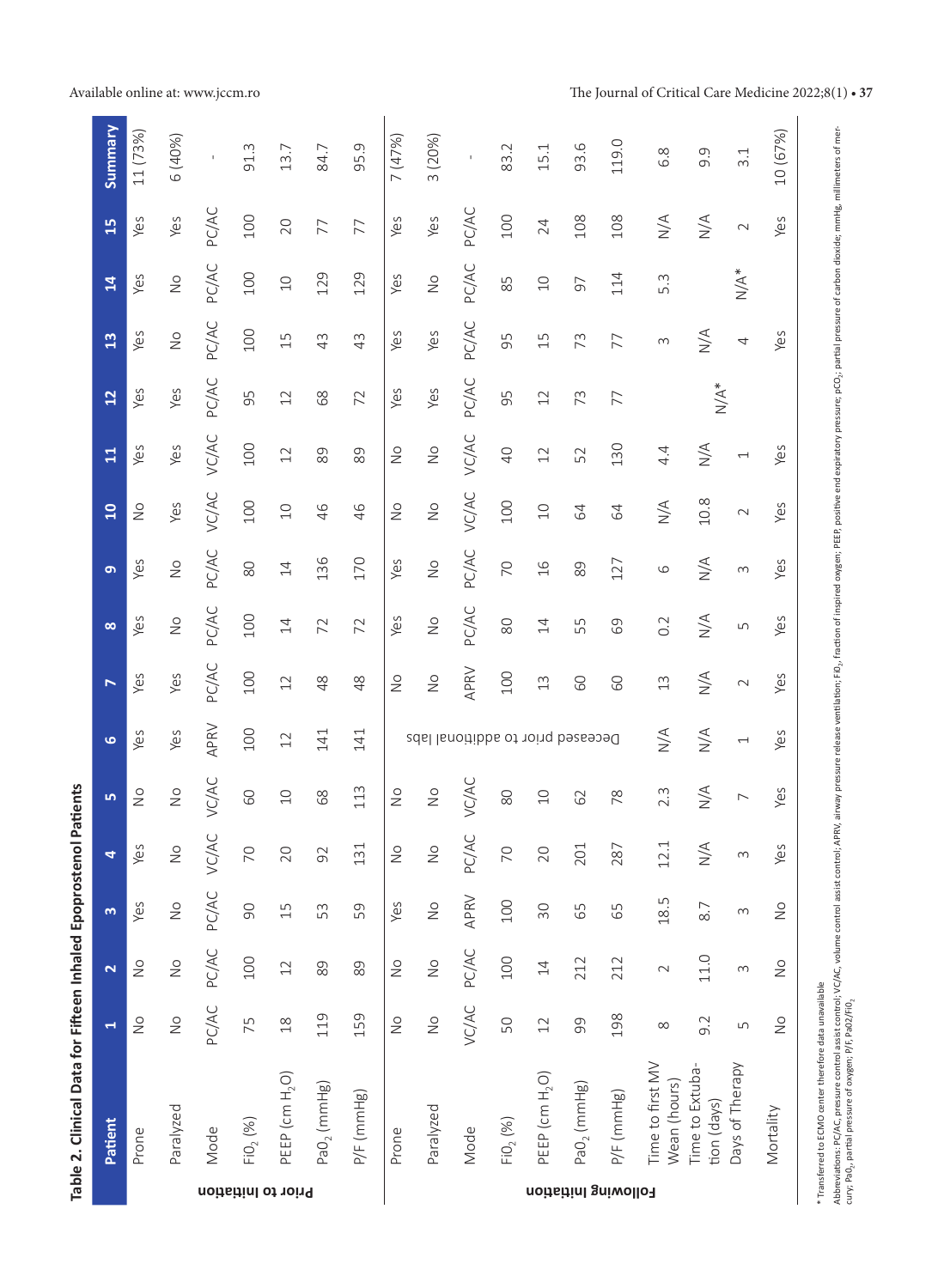**Table 2. Clinical Data for Fifteen Inhaled Epoprostenol Patients**

| | Patient | 1 | 2 | 3 | 4 | 5 | 6 | 7 | 8 | 9 | 10 | 11 | 12 | 13 | 14 | 15 | Summary |
|---|---|---|---|---|---|---|---|---|---|---|---|---|---|---|---|---|---|
| Prior to Initiation | Prone | No | No | Yes | Yes | No | Yes | Yes | Yes | Yes | No | Yes | Yes | Yes | Yes | Yes | 11 (73%) |
| | Paralyzed | No | No | No | No | No | Yes | Yes | No | No | Yes | Yes | Yes | No | No | Yes | 6 (40%) |
| | Mode | PC/AC | PC/AC | PC/AC | VC/AC | VC/AC | APRV | PC/AC | PC/AC | PC/AC | VC/AC | VC/AC | PC/AC | PC/AC | PC/AC | PC/AC | - |
| | $FiO_2$ (%) | 75 | 100 | 90 | 70 | 60 | 100 | 100 | 100 | 80 | 100 | 100 | 95 | 100 | 100 | 100 | 91.3 |
| | PEEP (cm $H_2O$) | 18 | 12 | 15 | 20 | 10 | 12 | 12 | 14 | 14 | 10 | 12 | 12 | 15 | 10 | 20 | 13.7 |
| | $PaO_2$ (mmHg) | 119 | 89 | 53 | 92 | 68 | 141 | 48 | 72 | 136 | 46 | 89 | 68 | 43 | 129 | 77 | 84.7 |
| | P/F (mmHg) | 159 | 89 | 59 | 131 | 113 | 141 | 48 | 72 | 170 | 46 | 89 | 72 | 43 | 129 | 77 | 95.9 |
| Following Initiation | Prone | No | No | Yes | No | No | Deceased prior to additional labs | No | Yes | Yes | No | No | Yes | Yes | Yes | Yes | 7 (47%) |
| | Paralyzed | No | No | No | No | No | | No | No | No | No | No | Yes | Yes | No | Yes | 3 (20%) |
| | Mode | VC/AC | PC/AC | APRV | PC/AC | VC/AC | | APRV | PC/AC | PC/AC | VC/AC | VC/AC | PC/AC | PC/AC | PC/AC | PC/AC | - |
| | $FiO_2$ (%) | 50 | 100 | 100 | 70 | 80 | | 100 | 80 | 70 | 100 | 40 | 95 | 95 | 85 | 100 | 83.2 |
| | PEEP (cm $H_2O$) | 12 | 14 | 30 | 20 | 10 | | 13 | 14 | 16 | 10 | 12 | 12 | 15 | 10 | 24 | 15.1 |
| | $PaO_2$ (mmHg) | 99 | 212 | 65 | 201 | 62 | | 60 | 55 | 89 | 64 | 52 | 73 | 73 | 97 | 108 | 93.6 |
| | P/F (mmHg) | 198 | 212 | 65 | 287 | 78 | | 60 | 69 | 127 | 64 | 130 | 77 | 77 | 114 | 108 | 119.0 |
| | Time to first MV Wean (hours) | 8 | 2 | 18.5 | 12.1 | 2.3 | N/A | 13 | 0.2 | 6 | N/A | 4.4 | N/A* | 3 | 5.3 | N/A | 6.8 |
| | Time to Extubation (days) | 9.2 | 11.0 | 8.7 | N/A | N/A | N/A | N/A | N/A | N/A | 10.8 | N/A | | N/A | N/A* | N/A | 9.9 |
| | Days of Therapy | 5 | 3 | 3 | 3 | 7 | 1 | 2 | 5 | 3 | 2 | 1 | | 4 | | 2 | 3.1 |
| | Mortality | No | No | No | Yes | Yes | Yes | Yes | Yes | Yes | Yes | Yes | | Yes | | Yes | 10 (67%) |

* Transferred to ECMO center therefore data unavailable

Abbreviations: PC/AC, pressure control assist control; VC/AC, volume control assist control; APRV, airway pressure release ventilation; $FiO_2$, fraction of inspired oxygen; PEEP, positive end expiratory pressure; $pCO_2$, partial pressure of carbon dioxide; mmHg, millimeters of mercury; $PaO_2$, partial pressure of oxygen; P/F, $PaO_2/FiO_2$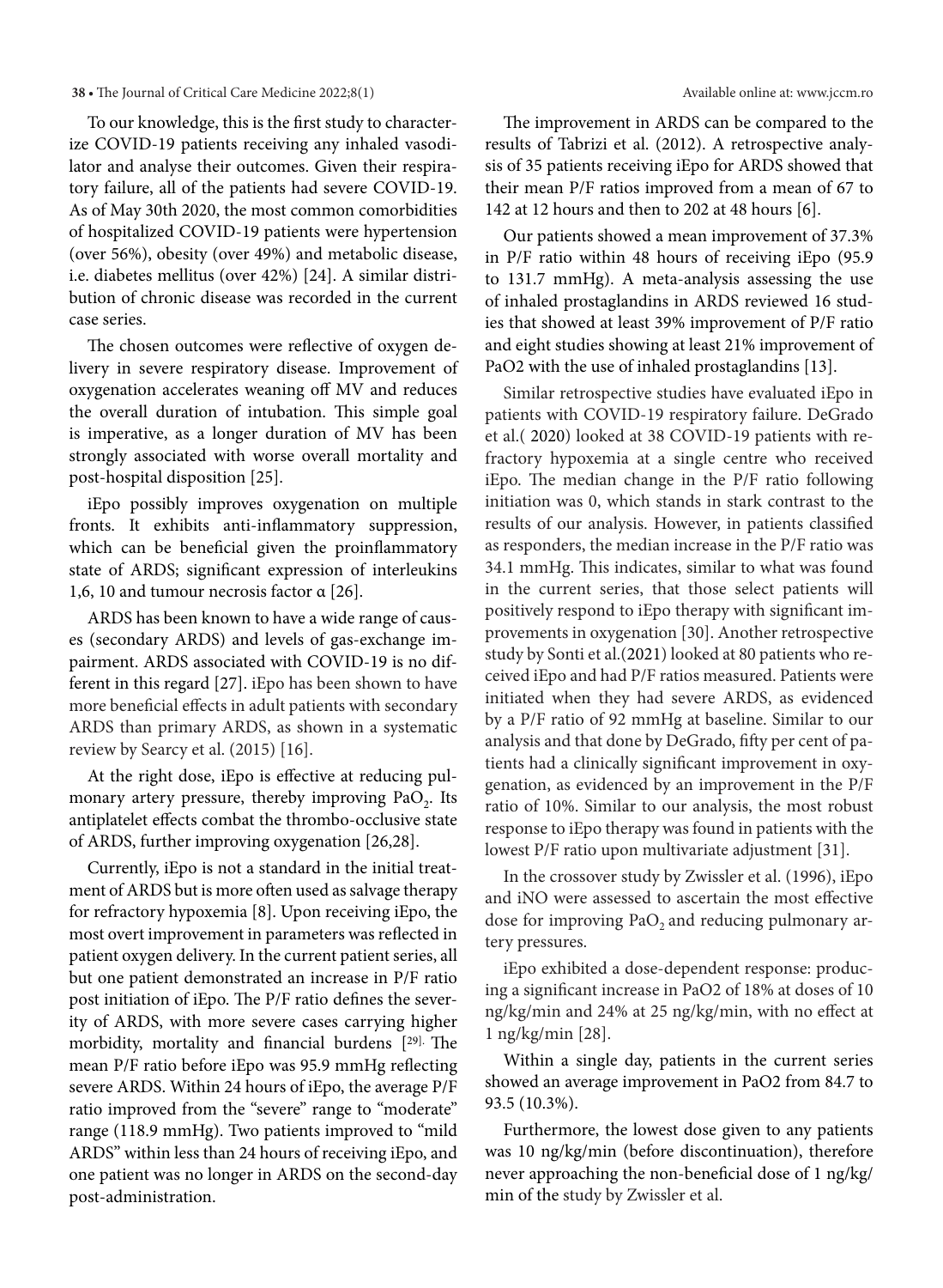To our knowledge, this is the first study to characterize COVID-19 patients receiving any inhaled vasodilator and analyse their outcomes. Given their respiratory failure, all of the patients had severe COVID-19. As of May 30th 2020, the most common comorbidities of hospitalized COVID-19 patients were hypertension (over 56%), obesity (over 49%) and metabolic disease, i.e. diabetes mellitus (over 42%) [24]. A similar distribution of chronic disease was recorded in the current case series.

The chosen outcomes were reflective of oxygen delivery in severe respiratory disease. Improvement of oxygenation accelerates weaning off MV and reduces the overall duration of intubation. This simple goal is imperative, as a longer duration of MV has been strongly associated with worse overall mortality and post-hospital disposition [25].

iEpo possibly improves oxygenation on multiple fronts. It exhibits anti-inflammatory suppression, which can be beneficial given the proinflammatory state of ARDS; significant expression of interleukins 1,6, 10 and tumour necrosis factor α [26].

ARDS has been known to have a wide range of causes (secondary ARDS) and levels of gas-exchange impairment. ARDS associated with COVID-19 is no different in this regard [27]. iEpo has been shown to have more beneficial effects in adult patients with secondary ARDS than primary ARDS, as shown in a systematic review by Searcy et al. (2015) [16].

At the right dose, iEpo is effective at reducing pulmonary artery pressure, thereby improving $PaO_2$. Its antiplatelet effects combat the thrombo-occlusive state of ARDS, further improving oxygenation [26,28].

Currently, iEpo is not a standard in the initial treatment of ARDS but is more often used as salvage therapy for refractory hypoxemia [8]. Upon receiving iEpo, the most overt improvement in parameters was reflected in patient oxygen delivery. In the current patient series, all but one patient demonstrated an increase in P/F ratio post initiation of iEpo. The P/F ratio defines the severity of ARDS, with more severe cases carrying higher morbidity, mortality and financial burdens [29]. The mean P/F ratio before iEpo was 95.9 mmHg reflecting severe ARDS. Within 24 hours of iEpo, the average P/F ratio improved from the "severe" range to "moderate" range (118.9 mmHg). Two patients improved to "mild ARDS" within less than 24 hours of receiving iEpo, and one patient was no longer in ARDS on the second-day post-administration.

The improvement in ARDS can be compared to the results of Tabrizi et al. (2012). A retrospective analysis of 35 patients receiving iEpo for ARDS showed that their mean P/F ratios improved from a mean of 67 to 142 at 12 hours and then to 202 at 48 hours [6].

Our patients showed a mean improvement of 37.3% in P/F ratio within 48 hours of receiving iEpo (95.9 to 131.7 mmHg). A meta-analysis assessing the use of inhaled prostaglandins in ARDS reviewed 16 studies that showed at least 39% improvement of P/F ratio and eight studies showing at least 21% improvement of PaO2 with the use of inhaled prostaglandins [13].

Similar retrospective studies have evaluated iEpo in patients with COVID-19 respiratory failure. DeGrado et al.( 2020) looked at 38 COVID-19 patients with refractory hypoxemia at a single centre who received iEpo. The median change in the P/F ratio following initiation was 0, which stands in stark contrast to the results of our analysis. However, in patients classified as responders, the median increase in the P/F ratio was 34.1 mmHg. This indicates, similar to what was found in the current series, that those select patients will positively respond to iEpo therapy with significant improvements in oxygenation [30]. Another retrospective study by Sonti et al.(2021) looked at 80 patients who received iEpo and had P/F ratios measured. Patients were initiated when they had severe ARDS, as evidenced by a P/F ratio of 92 mmHg at baseline. Similar to our analysis and that done by DeGrado, fifty per cent of patients had a clinically significant improvement in oxygenation, as evidenced by an improvement in the P/F ratio of 10%. Similar to our analysis, the most robust response to iEpo therapy was found in patients with the lowest P/F ratio upon multivariate adjustment [31].

In the crossover study by Zwissler et al. (1996), iEpo and iNO were assessed to ascertain the most effective dose for improving $PaO_2$ and reducing pulmonary artery pressures.

iEpo exhibited a dose-dependent response: producing a significant increase in PaO2 of 18% at doses of 10 ng/kg/min and 24% at 25 ng/kg/min, with no effect at 1 ng/kg/min [28].

Within a single day, patients in the current series showed an average improvement in PaO2 from 84.7 to 93.5 (10.3%).

Furthermore, the lowest dose given to any patients was 10 ng/kg/min (before discontinuation), therefore never approaching the non-beneficial dose of 1 ng/kg/min of the study by Zwissler et al.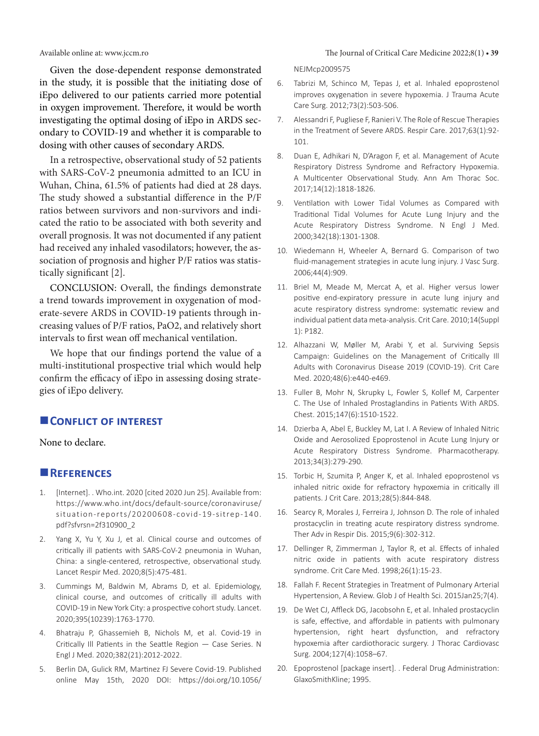Given the dose-dependent response demonstrated in the study, it is possible that the initiating dose of iEpo delivered to our patients carried more potential in oxygen improvement. Therefore, it would be worth investigating the optimal dosing of iEpo in ARDS secondary to COVID-19 and whether it is comparable to dosing with other causes of secondary ARDS.

In a retrospective, observational study of 52 patients with SARS-CoV-2 pneumonia admitted to an ICU in Wuhan, China, 61.5% of patients had died at 28 days. The study showed a substantial difference in the P/F ratios between survivors and non-survivors and indicated the ratio to be associated with both severity and overall prognosis. It was not documented if any patient had received any inhaled vasodilators; however, the association of prognosis and higher P/F ratios was statistically significant [2].

CONCLUSION: Overall, the findings demonstrate a trend towards improvement in oxygenation of moderate-severe ARDS in COVID-19 patients through increasing values of P/F ratios, PaO2, and relatively short intervals to first wean off mechanical ventilation.

We hope that our findings portend the value of a multi-institutional prospective trial which would help confirm the efficacy of iEpo in assessing dosing strategies of iEpo delivery.

## Conflict of interest

None to declare.

## References

1. [Internet]. . Who.int. 2020 [cited 2020 Jun 25]. Available from: https://www.who.int/docs/default-source/coronaviruse/situation-reports/20200608-covid-19-sitrep-140.pdf?sfvrsn=2f310900_2
2. Yang X, Yu Y, Xu J, et al. Clinical course and outcomes of critically ill patients with SARS-CoV-2 pneumonia in Wuhan, China: a single-centered, retrospective, observational study. Lancet Respir Med. 2020;8(5):475-481.
3. Cummings M, Baldwin M, Abrams D, et al. Epidemiology, clinical course, and outcomes of critically ill adults with COVID-19 in New York City: a prospective cohort study. Lancet. 2020;395(10239):1763-1770.
4. Bhatraju P, Ghassemieh B, Nichols M, et al. Covid-19 in Critically Ill Patients in the Seattle Region — Case Series. N Engl J Med. 2020;382(21):2012-2022.
5. Berlin DA, Gulick RM, Martinez FJ Severe Covid-19. Published online May 15th, 2020 DOI: https://doi.org/10.1056/NEJMcp2009575
6. Tabrizi M, Schinco M, Tepas J, et al. Inhaled epoprostenol improves oxygenation in severe hypoxemia. J Trauma Acute Care Surg. 2012;73(2):503-506.
7. Alessandri F, Pugliese F, Ranieri V. The Role of Rescue Therapies in the Treatment of Severe ARDS. Respir Care. 2017;63(1):92-101.
8. Duan E, Adhikari N, D'Aragon F, et al. Management of Acute Respiratory Distress Syndrome and Refractory Hypoxemia. A Multicenter Observational Study. Ann Am Thorac Soc. 2017;14(12):1818-1826.
9. Ventilation with Lower Tidal Volumes as Compared with Traditional Tidal Volumes for Acute Lung Injury and the Acute Respiratory Distress Syndrome. N Engl J Med. 2000;342(18):1301-1308.
10. Wiedemann H, Wheeler A, Bernard G. Comparison of two fluid-management strategies in acute lung injury. J Vasc Surg. 2006;44(4):909.
11. Briel M, Meade M, Mercat A, et al. Higher versus lower positive end-expiratory pressure in acute lung injury and acute respiratory distress syndrome: systematic review and individual patient data meta-analysis. Crit Care. 2010;14(Suppl 1): P182.
12. Alhazzani W, Møller M, Arabi Y, et al. Surviving Sepsis Campaign: Guidelines on the Management of Critically Ill Adults with Coronavirus Disease 2019 (COVID-19). Crit Care Med. 2020;48(6):e440-e469.
13. Fuller B, Mohr N, Skrupky L, Fowler S, Kollef M, Carpenter C. The Use of Inhaled Prostaglandins in Patients With ARDS. Chest. 2015;147(6):1510-1522.
14. Dzierba A, Abel E, Buckley M, Lat I. A Review of Inhaled Nitric Oxide and Aerosolized Epoprostenol in Acute Lung Injury or Acute Respiratory Distress Syndrome. Pharmacotherapy. 2013;34(3):279-290.
15. Torbic H, Szumita P, Anger K, et al. Inhaled epoprostenol vs inhaled nitric oxide for refractory hypoxemia in critically ill patients. J Crit Care. 2013;28(5):844-848.
16. Searcy R, Morales J, Ferreira J, Johnson D. The role of inhaled prostacyclin in treating acute respiratory distress syndrome. Ther Adv in Respir Dis. 2015;9(6):302-312.
17. Dellinger R, Zimmerman J, Taylor R, et al. Effects of inhaled nitric oxide in patients with acute respiratory distress syndrome. Crit Care Med. 1998;26(1):15-23.
18. Fallah F. Recent Strategies in Treatment of Pulmonary Arterial Hypertension, A Review. Glob J of Health Sci. 2015Jan25;7(4).
19. De Wet CJ, Affleck DG, Jacobsohn E, et al. Inhaled prostacyclin is safe, effective, and affordable in patients with pulmonary hypertension, right heart dysfunction, and refractory hypoxemia after cardiothoracic surgery. J Thorac Cardiovasc Surg. 2004;127(4):1058–67.
20. Epoprostenol [package insert]. . Federal Drug Administration: GlaxoSmithKline; 1995.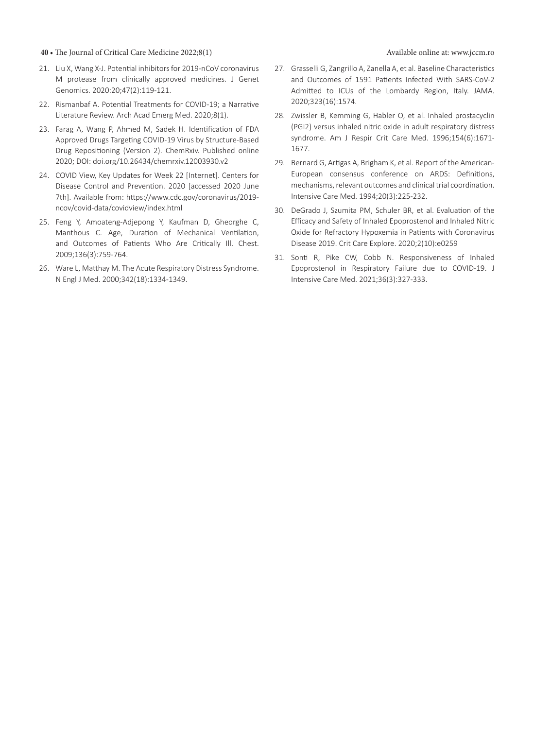21. Liu X, Wang X-J. Potential inhibitors for 2019-nCoV coronavirus M protease from clinically approved medicines. J Genet Genomics. 2020:20;47(2):119-121.
22. Rismanbaf A. Potential Treatments for COVID-19; a Narrative Literature Review. Arch Acad Emerg Med. 2020;8(1).
23. Farag A, Wang P, Ahmed M, Sadek H. Identification of FDA Approved Drugs Targeting COVID-19 Virus by Structure-Based Drug Repositioning (Version 2). ChemRxiv. Published online 2020; DOI: doi.org/10.26434/chemrxiv.12003930.v2
24. COVID View, Key Updates for Week 22 [Internet]. Centers for Disease Control and Prevention. 2020 [accessed 2020 June 7th]. Available from: https://www.cdc.gov/coronavirus/2019-ncov/covid-data/covidview/index.html
25. Feng Y, Amoateng-Adjepong Y, Kaufman D, Gheorghe C, Manthous C. Age, Duration of Mechanical Ventilation, and Outcomes of Patients Who Are Critically Ill. Chest. 2009;136(3):759-764.
26. Ware L, Matthay M. The Acute Respiratory Distress Syndrome. N Engl J Med. 2000;342(18):1334-1349.
27. Grasselli G, Zangrillo A, Zanella A, et al. Baseline Characteristics and Outcomes of 1591 Patients Infected With SARS-CoV-2 Admitted to ICUs of the Lombardy Region, Italy. JAMA. 2020;323(16):1574.
28. Zwissler B, Kemming G, Habler O, et al. Inhaled prostacyclin (PGI2) versus inhaled nitric oxide in adult respiratory distress syndrome. Am J Respir Crit Care Med. 1996;154(6):1671-1677.
29. Bernard G, Artigas A, Brigham K, et al. Report of the American-European consensus conference on ARDS: Definitions, mechanisms, relevant outcomes and clinical trial coordination. Intensive Care Med. 1994;20(3):225-232.
30. DeGrado J, Szumita PM, Schuler BR, et al. Evaluation of the Efficacy and Safety of Inhaled Epoprostenol and Inhaled Nitric Oxide for Refractory Hypoxemia in Patients with Coronavirus Disease 2019. Crit Care Explore. 2020;2(10):e0259
31. Sonti R, Pike CW, Cobb N. Responsiveness of Inhaled Epoprostenol in Respiratory Failure due to COVID-19. J Intensive Care Med. 2021;36(3):327-333.